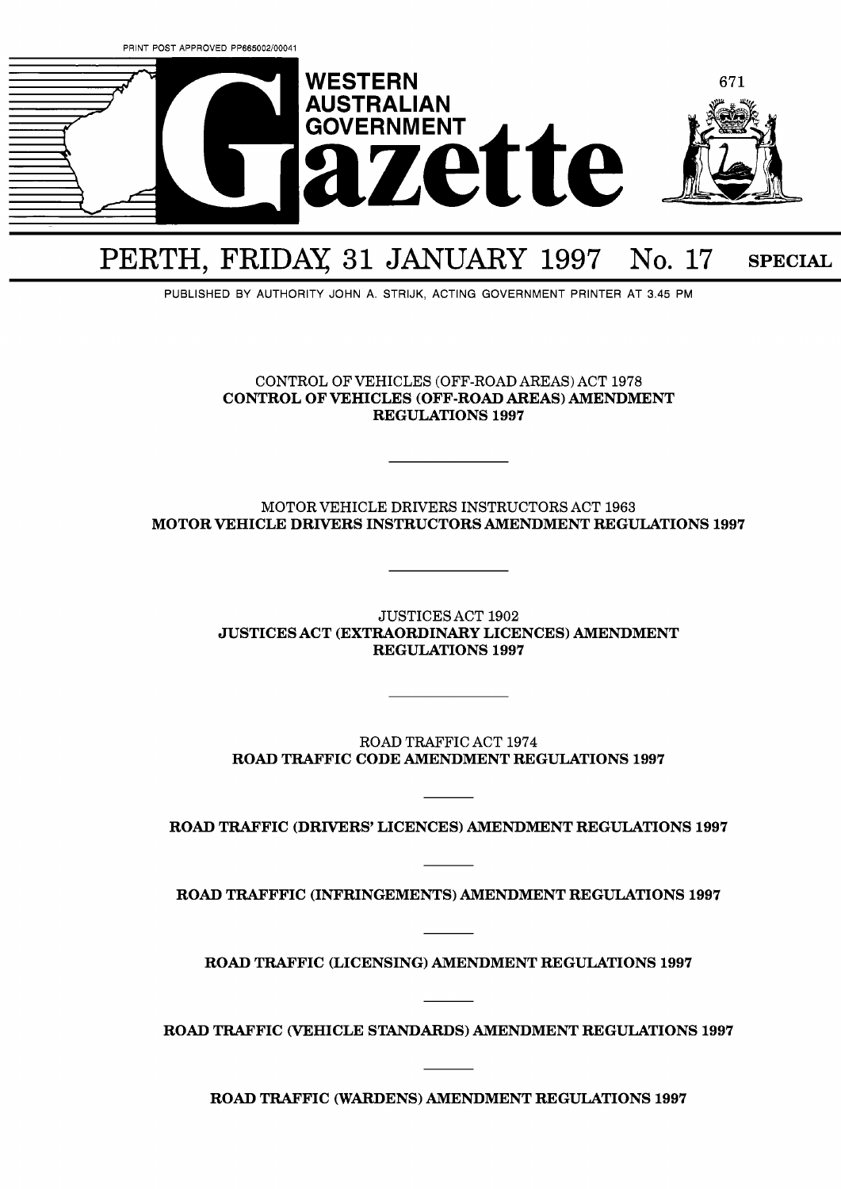PRINT POST APPROVED PP665002/00041

# WESTERN AUSTRALIAN GOVERNMENT Gazette

## PERTH, FRIDAY, 31 JANUARY 1997 No. 17 SPECIAL

PUBLISHED BY AUTHORITY JOHN A. STRIJK, ACTING GOVERNMENT PRINTER AT 3.45 PM

CONTROL OF VEHICLES (OFF-ROAD AREAS) ACT 1978
**CONTROL OF VEHICLES (OFF-ROAD AREAS) AMENDMENT REGULATIONS 1997**

---

MOTOR VEHICLE DRIVERS INSTRUCTORS ACT 1963
**MOTOR VEHICLE DRIVERS INSTRUCTORS AMENDMENT REGULATIONS 1997**

---

JUSTICES ACT 1902
**JUSTICES ACT (EXTRAORDINARY LICENCES) AMENDMENT REGULATIONS 1997**

---

ROAD TRAFFIC ACT 1974
**ROAD TRAFFIC CODE AMENDMENT REGULATIONS 1997**

---

**ROAD TRAFFIC (DRIVERS' LICENCES) AMENDMENT REGULATIONS 1997**

---

**ROAD TRAFFFIC (INFRINGEMENTS) AMENDMENT REGULATIONS 1997**

---

**ROAD TRAFFIC (LICENSING) AMENDMENT REGULATIONS 1997**

---

**ROAD TRAFFIC (VEHICLE STANDARDS) AMENDMENT REGULATIONS 1997**

---

**ROAD TRAFFIC (WARDENS) AMENDMENT REGULATIONS 1997**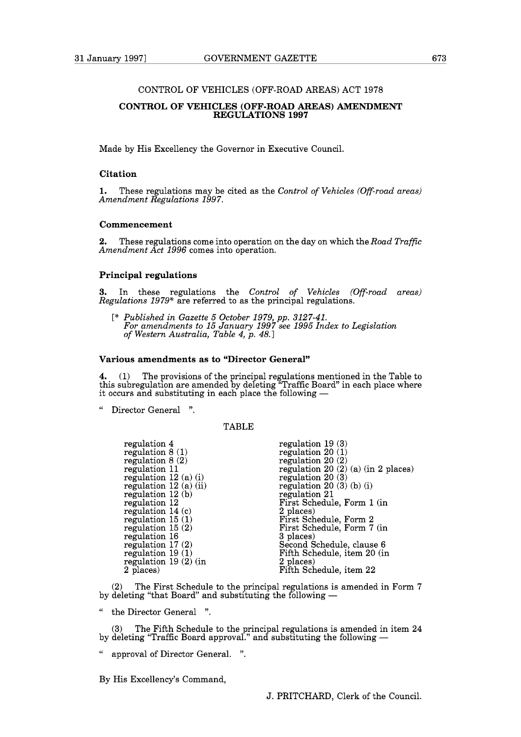CONTROL OF VEHICLES (OFF-ROAD AREAS) ACT 1978

## CONTROL OF VEHICLES (OFF-ROAD AREAS) AMENDMENT REGULATIONS 1997

Made by His Excellency the Governor in Executive Council.

### Citation

**1.** These regulations may be cited as the *Control of Vehicles (Off-road areas) Amendment Regulations 1997*.

### Commencement

**2.** These regulations come into operation on the day on which the *Road Traffic Amendment Act 1996* comes into operation.

### Principal regulations

**3.** In these regulations the *Control of Vehicles (Off-road areas) Regulations 1979** are referred to as the principal regulations.

[* *Published in Gazette 5 October 1979, pp. 3127-41. For amendments to 15 January 1997 see 1995 Index to Legislation of Western Australia, Table 4, p. 48.*]

### Various amendments as to "Director General"

**4.** (1) The provisions of the principal regulations mentioned in the Table to this subregulation are amended by deleting "Traffic Board" in each place where it occurs and substituting in each place the following —

" Director General ".

TABLE

| | |
|---|---|
| regulation 4 | regulation 19 (3) |
| regulation 8 (1) | regulation 20 (1) |
| regulation 8 (2) | regulation 20 (2) |
| regulation 11 | regulation 20 (2) (a) (in 2 places) |
| regulation 12 (a) (i) | regulation 20 (3) |
| regulation 12 (a) (ii) | regulation 20 (3) (b) (i) |
| regulation 12 (b) | regulation 21 |
| regulation 12 | First Schedule, Form 1 (in 2 places) |
| regulation 14 (c) | First Schedule, Form 2 |
| regulation 15 (1) | First Schedule, Form 7 (in 3 places) |
| regulation 15 (2) | Second Schedule, clause 6 |
| regulation 16 | Fifth Schedule, item 20 (in 2 places) |
| regulation 17 (2) | Fifth Schedule, item 22 |
| regulation 19 (1) | |
| regulation 19 (2) (in 2 places) | |

(2) The First Schedule to the principal regulations is amended in Form 7 by deleting "that Board" and substituting the following —

" the Director General ".

(3) The Fifth Schedule to the principal regulations is amended in item 24 by deleting "Traffic Board approval." and substituting the following —

" approval of Director General. ".

By His Excellency's Command,

J. PRITCHARD, Clerk of the Council.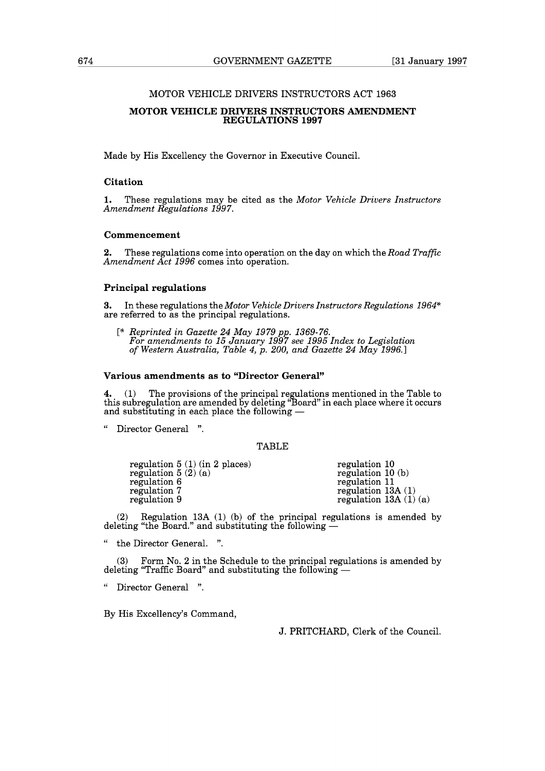MOTOR VEHICLE DRIVERS INSTRUCTORS ACT 1963

## MOTOR VEHICLE DRIVERS INSTRUCTORS AMENDMENT REGULATIONS 1997

Made by His Excellency the Governor in Executive Council.

### Citation

**1.** These regulations may be cited as the *Motor Vehicle Drivers Instructors Amendment Regulations 1997*.

### Commencement

**2.** These regulations come into operation on the day on which the *Road Traffic Amendment Act 1996* comes into operation.

### Principal regulations

**3.** In these regulations the *Motor Vehicle Drivers Instructors Regulations 1964*\* are referred to as the principal regulations.

[\* *Reprinted in Gazette 24 May 1979 pp. 1369-76. For amendments to 15 January 1997 see 1995 Index to Legislation of Western Australia, Table 4, p. 200, and Gazette 24 May 1996.*]

### Various amendments as to "Director General"

**4.** (1) The provisions of the principal regulations mentioned in the Table to this subregulation are amended by deleting "Board" in each place where it occurs and substituting in each place the following —

" Director General ".

TABLE

| | |
|---|---|
| regulation 5 (1) (in 2 places) | regulation 10 |
| regulation 5 (2) (a) | regulation 10 (b) |
| regulation 6 | regulation 11 |
| regulation 7 | regulation 13A (1) |
| regulation 9 | regulation 13A (1) (a) |

(2) Regulation 13A (1) (b) of the principal regulations is amended by deleting "the Board." and substituting the following —

" the Director General. ".

(3) Form No. 2 in the Schedule to the principal regulations is amended by deleting "Traffic Board" and substituting the following —

" Director General ".

By His Excellency's Command,

J. PRITCHARD, Clerk of the Council.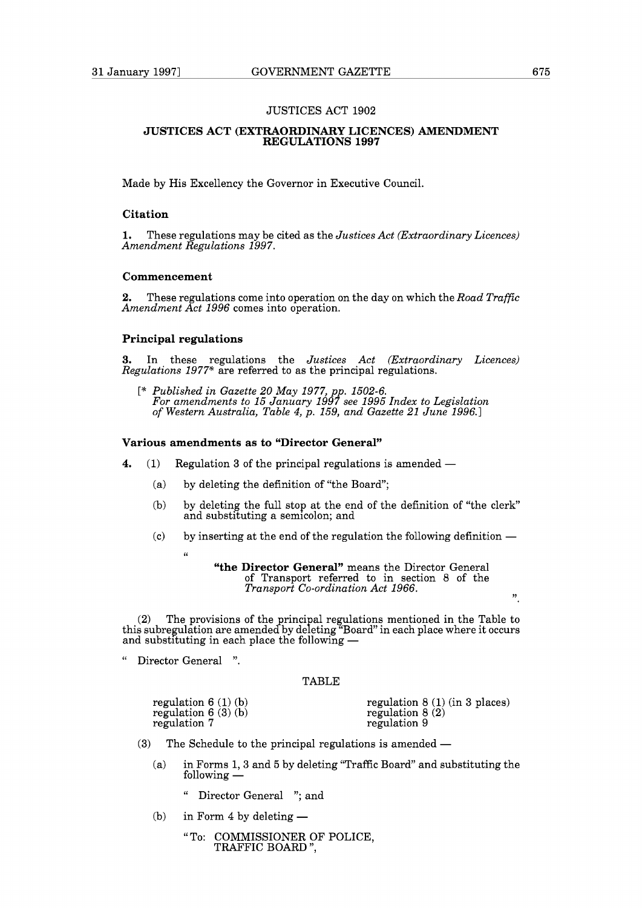JUSTICES ACT 1902

## JUSTICES ACT (EXTRAORDINARY LICENCES) AMENDMENT REGULATIONS 1997

Made by His Excellency the Governor in Executive Council.

### Citation

**1.** These regulations may be cited as the *Justices Act (Extraordinary Licences) Amendment Regulations 1997*.

### Commencement

**2.** These regulations come into operation on the day on which the *Road Traffic Amendment Act 1996* comes into operation.

### Principal regulations

**3.** In these regulations the *Justices Act (Extraordinary Licences) Regulations 1977** are referred to as the principal regulations.

[* *Published in Gazette 20 May 1977, pp. 1502-6. For amendments to 15 January 1997 see 1995 Index to Legislation of Western Australia, Table 4, p. 159, and Gazette 21 June 1996.*]

### Various amendments as to "Director General"

**4.** (1) Regulation 3 of the principal regulations is amended —

(a) by deleting the definition of "the Board";

(b) by deleting the full stop at the end of the definition of "the clerk" and substituting a semicolon; and

(c) by inserting at the end of the regulation the following definition —

"

**"the Director General"** means the Director General of Transport referred to in section 8 of the *Transport Co-ordination Act 1966*.

".

(2) The provisions of the principal regulations mentioned in the Table to this subregulation are amended by deleting "Board" in each place where it occurs and substituting in each place the following —

" Director General ".

TABLE

| | |
|---|---|
| regulation 6 (1) (b) | regulation 8 (1) (in 3 places) |
| regulation 6 (3) (b) | regulation 8 (2) |
| regulation 7 | regulation 9 |

(3) The Schedule to the principal regulations is amended —

(a) in Forms 1, 3 and 5 by deleting "Traffic Board" and substituting the following —

" Director General "; and

(b) in Form 4 by deleting —

"To: COMMISSIONER OF POLICE,
TRAFFIC BOARD ",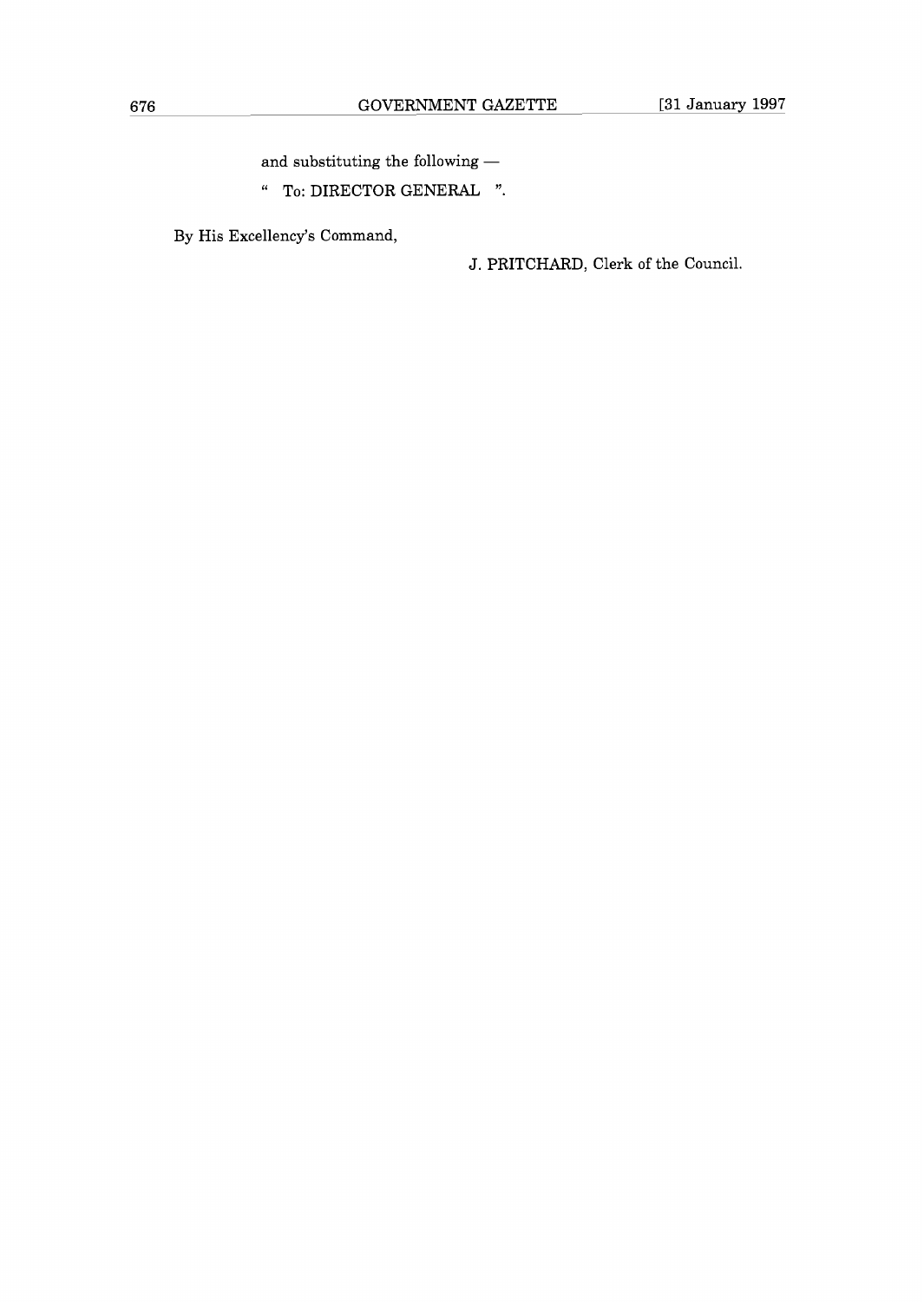and substituting the following —

" To: DIRECTOR GENERAL ".

By His Excellency's Command,

J. PRITCHARD, Clerk of the Council.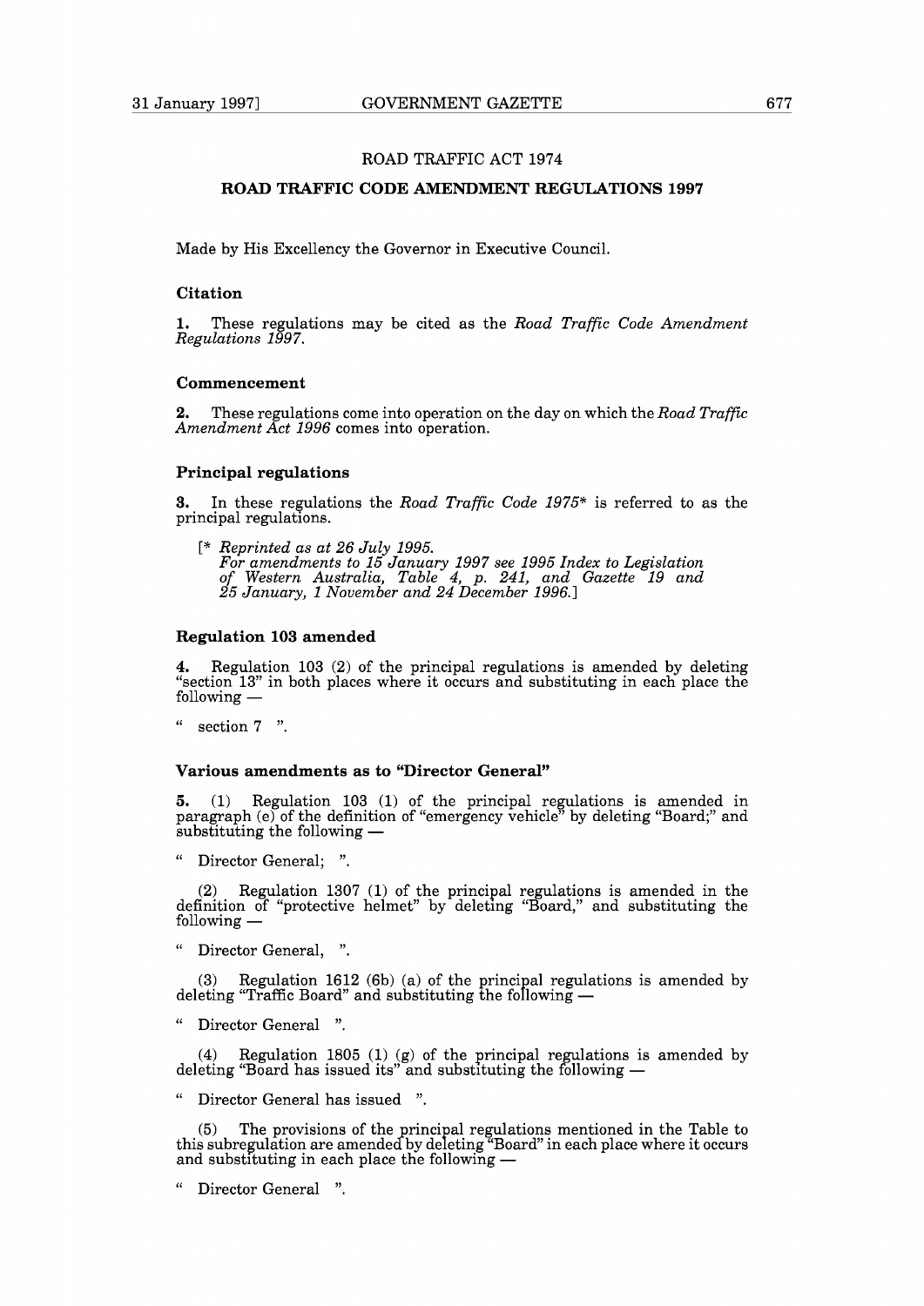ROAD TRAFFIC ACT 1974

## ROAD TRAFFIC CODE AMENDMENT REGULATIONS 1997

Made by His Excellency the Governor in Executive Council.

### Citation

**1.** These regulations may be cited as the *Road Traffic Code Amendment Regulations 1997*.

### Commencement

**2.** These regulations come into operation on the day on which the *Road Traffic Amendment Act 1996* comes into operation.

### Principal regulations

**3.** In these regulations the *Road Traffic Code 1975** is referred to as the principal regulations.

[* *Reprinted as at 26 July 1995.*
*For amendments to 15 January 1997 see 1995 Index to Legislation of Western Australia, Table 4, p. 241, and Gazette 19 and 25 January, 1 November and 24 December 1996.*]

### Regulation 103 amended

**4.** Regulation 103 (2) of the principal regulations is amended by deleting "section 13" in both places where it occurs and substituting in each place the following —

" section 7 ".

### Various amendments as to "Director General"

**5.** (1) Regulation 103 (1) of the principal regulations is amended in paragraph (e) of the definition of "emergency vehicle" by deleting "Board;" and substituting the following —

" Director General; ".

(2) Regulation 1307 (1) of the principal regulations is amended in the definition of "protective helmet" by deleting "Board," and substituting the following —

" Director General, ".

(3) Regulation 1612 (6b) (a) of the principal regulations is amended by deleting "Traffic Board" and substituting the following —

" Director General ".

(4) Regulation 1805 (1) (g) of the principal regulations is amended by deleting "Board has issued its" and substituting the following —

" Director General has issued ".

(5) The provisions of the principal regulations mentioned in the Table to this subregulation are amended by deleting "Board" in each place where it occurs and substituting in each place the following —

" Director General ".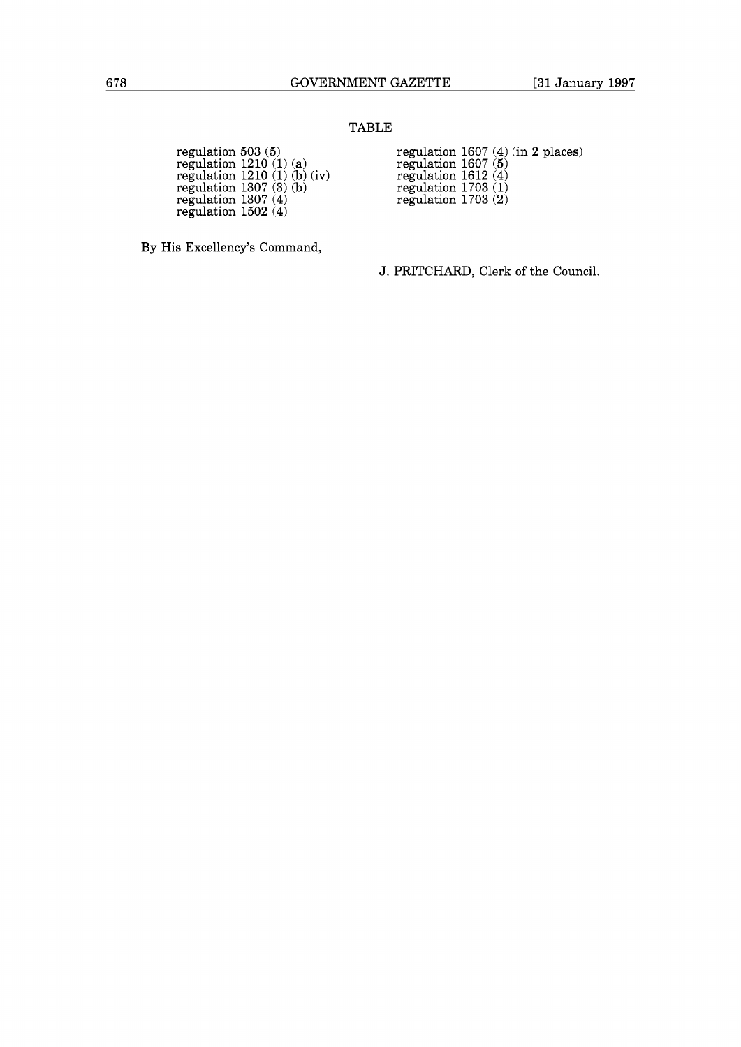TABLE

regulation 503 (5)
regulation 1210 (1) (a)
regulation 1210 (1) (b) (iv)
regulation 1307 (3) (b)
regulation 1307 (4)
regulation 1502 (4)
regulation 1607 (4) (in 2 places)
regulation 1607 (5)
regulation 1612 (4)
regulation 1703 (1)
regulation 1703 (2)

By His Excellency's Command,

J. PRITCHARD, Clerk of the Council.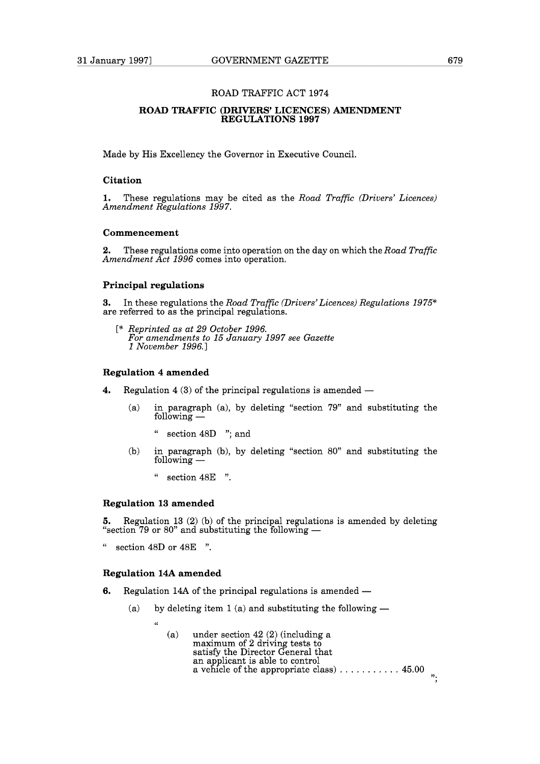ROAD TRAFFIC ACT 1974

## ROAD TRAFFIC (DRIVERS' LICENCES) AMENDMENT REGULATIONS 1997

Made by His Excellency the Governor in Executive Council.

### Citation

**1.** These regulations may be cited as the *Road Traffic (Drivers' Licences) Amendment Regulations 1997*.

### Commencement

**2.** These regulations come into operation on the day on which the *Road Traffic Amendment Act 1996* comes into operation.

### Principal regulations

**3.** In these regulations the *Road Traffic (Drivers' Licences) Regulations 1975** are referred to as the principal regulations.

[* *Reprinted as at 29 October 1996. For amendments to 15 January 1997 see Gazette 1 November 1996.*]

### Regulation 4 amended

**4.** Regulation 4 (3) of the principal regulations is amended —

(a) in paragraph (a), by deleting "section 79" and substituting the following —

" section 48D "; and

(b) in paragraph (b), by deleting "section 80" and substituting the following —

" section 48E ".

### Regulation 13 amended

**5.** Regulation 13 (2) (b) of the principal regulations is amended by deleting "section 79 or 80" and substituting the following —

" section 48D or 48E ".

### Regulation 14A amended

**6.** Regulation 14A of the principal regulations is amended —

(a) by deleting item 1 (a) and substituting the following —

"

(a) under section 42 (2) (including a maximum of 2 driving tests to satisfy the Director General that an applicant is able to control a vehicle of the appropriate class) . . . . . . . . . . . 45.00

";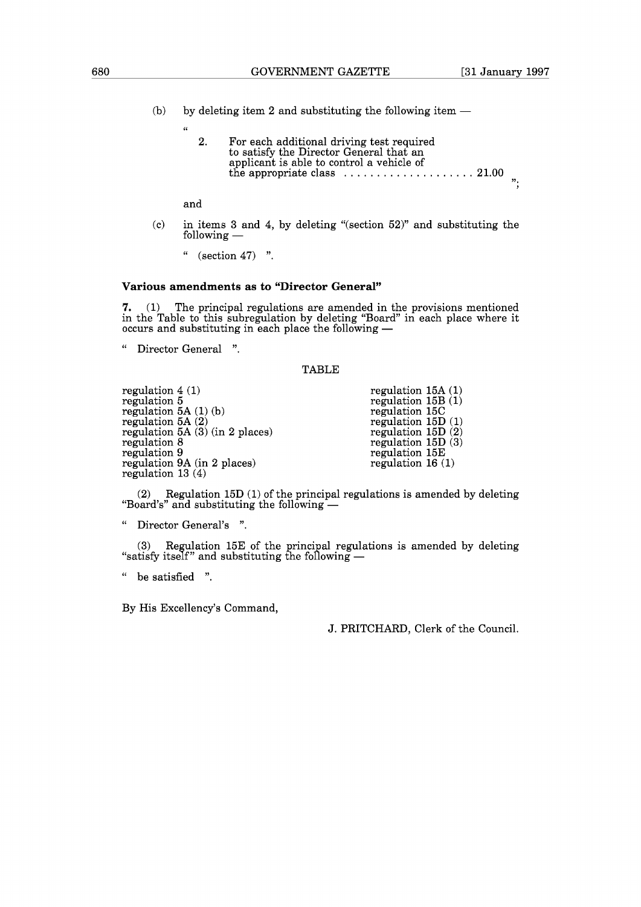(b) by deleting item 2 and substituting the following item —

"

2. For each additional driving test required to satisfy the Director General that an applicant is able to control a vehicle of the appropriate class .................... 21.00

";

and

(c) in items 3 and 4, by deleting "(section 52)" and substituting the following —

" (section 47) ".

### Various amendments as to "Director General"

**7.** (1) The principal regulations are amended in the provisions mentioned in the Table to this subregulation by deleting "Board" in each place where it occurs and substituting in each place the following —

" Director General ".

TABLE

| | |
|---|---|
| regulation 4 (1) | regulation 15A (1) |
| regulation 5 | regulation 15B (1) |
| regulation 5A (1) (b) | regulation 15C |
| regulation 5A (2) | regulation 15D (1) |
| regulation 5A (3) (in 2 places) | regulation 15D (2) |
| regulation 8 | regulation 15D (3) |
| regulation 9 | regulation 15E |
| regulation 9A (in 2 places) | regulation 16 (1) |
| regulation 13 (4) | |

(2) Regulation 15D (1) of the principal regulations is amended by deleting "Board's" and substituting the following —

" Director General's ".

(3) Regulation 15E of the principal regulations is amended by deleting "satisfy itself" and substituting the following —

" be satisfied ".

By His Excellency's Command,

J. PRITCHARD, Clerk of the Council.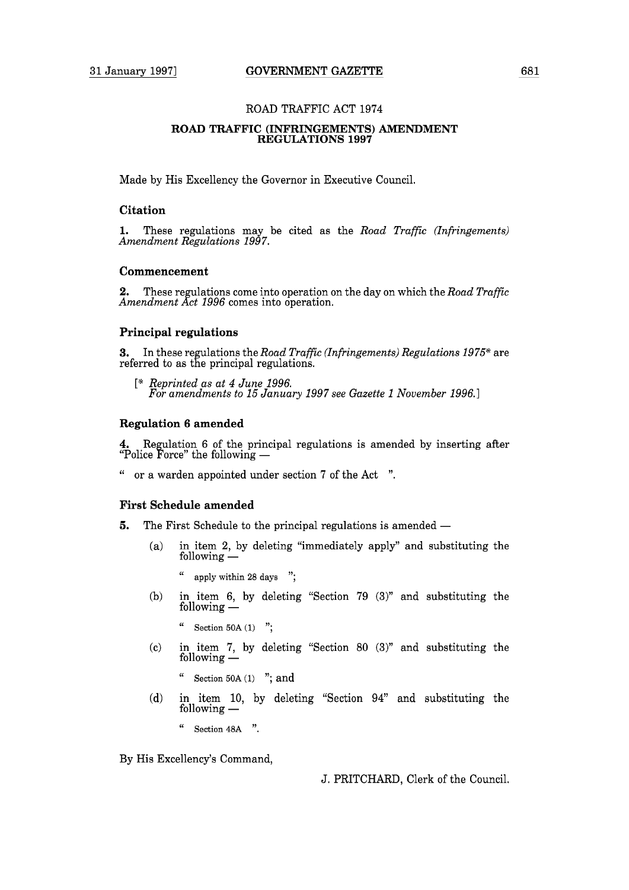# ROAD TRAFFIC ACT 1974

## ROAD TRAFFIC (INFRINGEMENTS) AMENDMENT REGULATIONS 1997

Made by His Excellency the Governor in Executive Council.

### Citation

**1.** These regulations may be cited as the *Road Traffic (Infringements) Amendment Regulations 1997*.

### Commencement

**2.** These regulations come into operation on the day on which the *Road Traffic Amendment Act 1996* comes into operation.

### Principal regulations

**3.** In these regulations the *Road Traffic (Infringements) Regulations 1975** are referred to as the principal regulations.

[* *Reprinted as at 4 June 1996.*
*For amendments to 15 January 1997 see Gazette 1 November 1996.*]

### Regulation 6 amended

**4.** Regulation 6 of the principal regulations is amended by inserting after "Police Force" the following —

" or a warden appointed under section 7 of the Act ".

### First Schedule amended

**5.** The First Schedule to the principal regulations is amended —

(a) in item 2, by deleting "immediately apply" and substituting the following —

" apply within 28 days ";

(b) in item 6, by deleting "Section 79 (3)" and substituting the following —

" Section 50A (1) ";

(c) in item 7, by deleting "Section 80 (3)" and substituting the following —

" Section 50A (1) "; and

(d) in item 10, by deleting "Section 94" and substituting the following —

" Section 48A ".

By His Excellency's Command,

J. PRITCHARD, Clerk of the Council.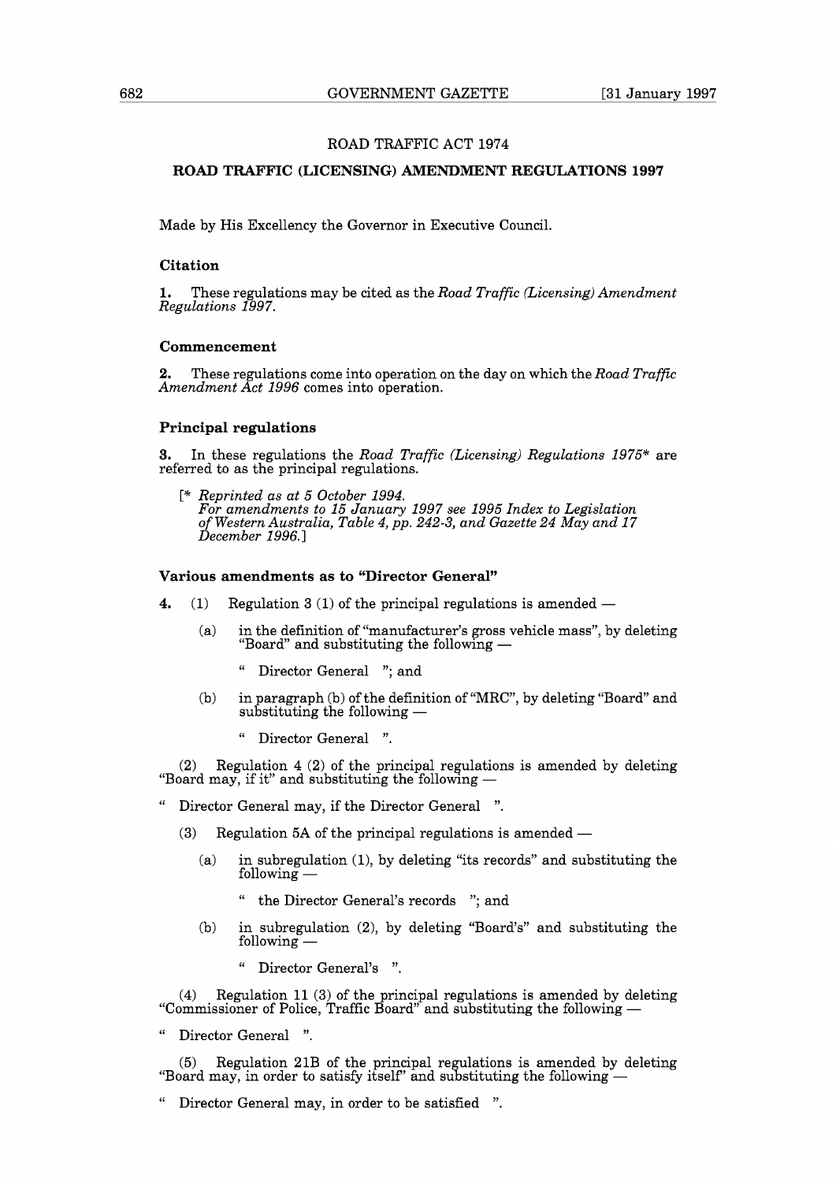# ROAD TRAFFIC ACT 1974

## ROAD TRAFFIC (LICENSING) AMENDMENT REGULATIONS 1997

Made by His Excellency the Governor in Executive Council.

### Citation

**1.** These regulations may be cited as the *Road Traffic (Licensing) Amendment Regulations 1997*.

### Commencement

**2.** These regulations come into operation on the day on which the *Road Traffic Amendment Act 1996* comes into operation.

### Principal regulations

**3.** In these regulations the *Road Traffic (Licensing) Regulations 1975** are referred to as the principal regulations.

[* *Reprinted as at 5 October 1994.*
*For amendments to 15 January 1997 see 1995 Index to Legislation of Western Australia, Table 4, pp. 242-3, and Gazette 24 May and 17 December 1996.*]

### Various amendments as to "Director General"

**4.** (1) Regulation 3 (1) of the principal regulations is amended —

(a) in the definition of "manufacturer's gross vehicle mass", by deleting "Board" and substituting the following —

" Director General "; and

(b) in paragraph (b) of the definition of "MRC", by deleting "Board" and substituting the following —

" Director General ".

(2) Regulation 4 (2) of the principal regulations is amended by deleting "Board may, if it" and substituting the following —

" Director General may, if the Director General ".

(3) Regulation 5A of the principal regulations is amended —

(a) in subregulation (1), by deleting "its records" and substituting the following —

" the Director General's records "; and

(b) in subregulation (2), by deleting "Board's" and substituting the following —

" Director General's ".

(4) Regulation 11 (3) of the principal regulations is amended by deleting "Commissioner of Police, Traffic Board" and substituting the following —

" Director General ".

(5) Regulation 21B of the principal regulations is amended by deleting "Board may, in order to satisfy itself" and substituting the following —

" Director General may, in order to be satisfied ".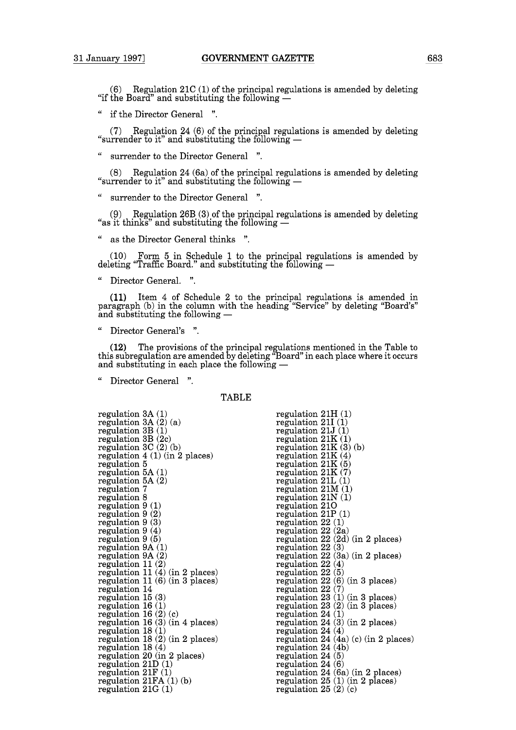(6) Regulation 21C (1) of the principal regulations is amended by deleting "if the Board" and substituting the following —

" if the Director General ".

(7) Regulation 24 (6) of the principal regulations is amended by deleting "surrender to it" and substituting the following —

" surrender to the Director General ".

(8) Regulation 24 (6a) of the principal regulations is amended by deleting "surrender to it" and substituting the following —

" surrender to the Director General ".

(9) Regulation 26B (3) of the principal regulations is amended by deleting "as it thinks" and substituting the following —

" as the Director General thinks ".

(10) Form 5 in Schedule 1 to the principal regulations is amended by deleting "Traffic Board." and substituting the following —

" Director General. ".

**(11)** Item 4 of Schedule 2 to the principal regulations is amended in paragraph (b) in the column with the heading "Service" by deleting "Board's" and substituting the following —

" Director General's ".

**(12)** The provisions of the principal regulations mentioned in the Table to this subregulation are amended by deleting "Board" in each place where it occurs and substituting in each place the following —

" Director General ".

TABLE

regulation 3A (1)
regulation 3A (2) (a)
regulation 3B (1)
regulation 3B (2c)
regulation 3C (2) (b)
regulation 4 (1) (in 2 places)
regulation 5
regulation 5A (1)
regulation 5A (2)
regulation 7
regulation 8
regulation 9 (1)
regulation 9 (2)
regulation 9 (3)
regulation 9 (4)
regulation 9 (5)
regulation 9A (1)
regulation 9A (2)
regulation 11 (2)
regulation 11 (4) (in 2 places)
regulation 11 (6) (in 3 places)
regulation 14
regulation 15 (3)
regulation 16 (1)
regulation 16 (2) (c)
regulation 16 (3) (in 4 places)
regulation 18 (1)
regulation 18 (2) (in 2 places)
regulation 18 (4)
regulation 20 (in 2 places)
regulation 21D (1)
regulation 21F (1)
regulation 21FA (1) (b)
regulation 21G (1)
regulation 21H (1)
regulation 21I (1)
regulation 21J (1)
regulation 21K (1)
regulation 21K (3) (b)
regulation 21K (4)
regulation 21K (5)
regulation 21K (7)
regulation 21L (1)
regulation 21M (1)
regulation 21N (1)
regulation 21O
regulation 21P (1)
regulation 22 (1)
regulation 22 (2a)
regulation 22 (2d) (in 2 places)
regulation 22 (3)
regulation 22 (3a) (in 2 places)
regulation 22 (4)
regulation 22 (5)
regulation 22 (6) (in 3 places)
regulation 22 (7)
regulation 23 (1) (in 3 places)
regulation 23 (2) (in 3 places)
regulation 24 (1)
regulation 24 (3) (in 2 places)
regulation 24 (4)
regulation 24 (4a) (c) (in 2 places)
regulation 24 (4b)
regulation 24 (5)
regulation 24 (6)
regulation 24 (6a) (in 2 places)
regulation 25 (1) (in 2 places)
regulation 25 (2) (c)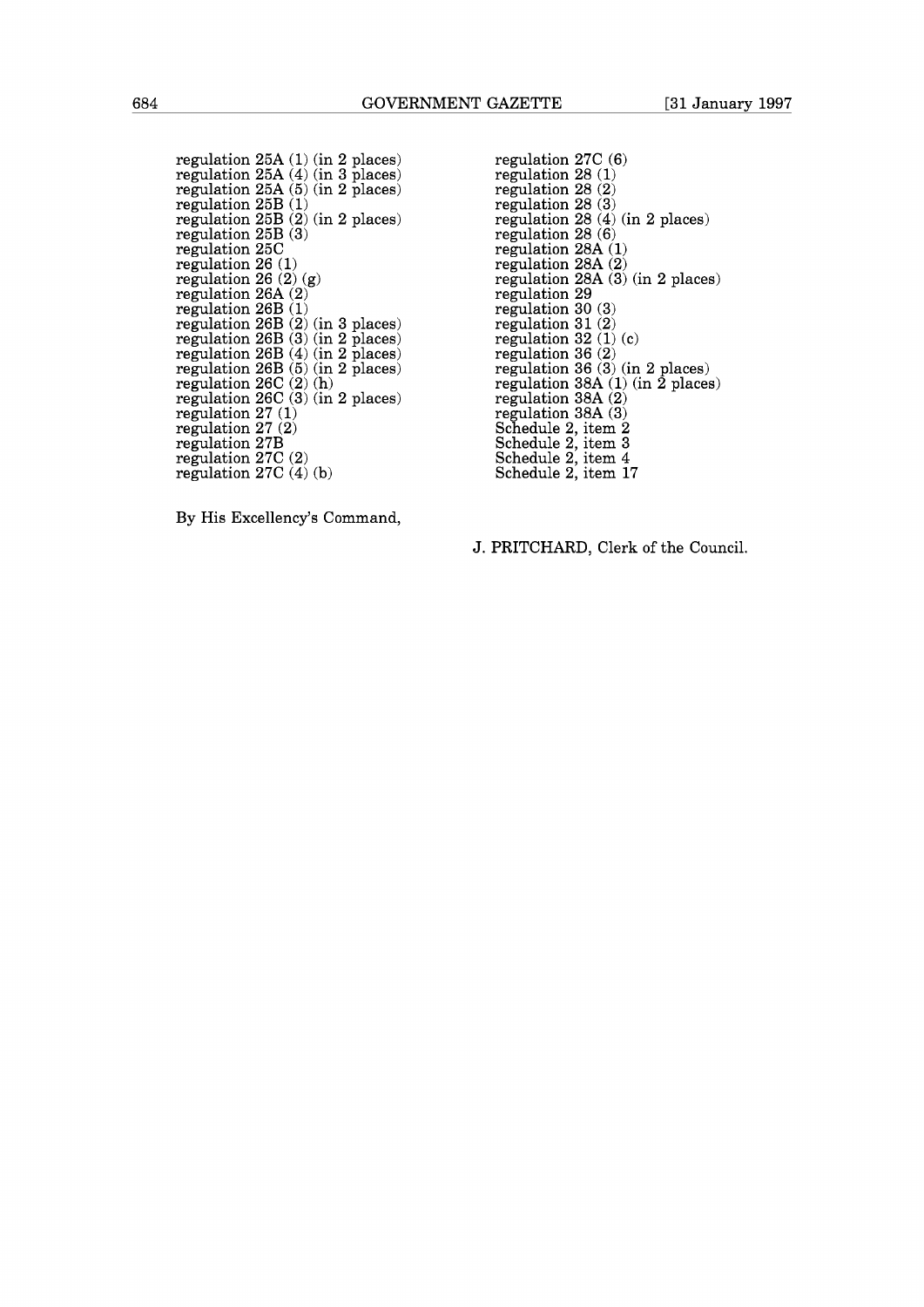regulation 25A (1) (in 2 places)
regulation 25A (4) (in 3 places)
regulation 25A (5) (in 2 places)
regulation 25B (1)
regulation 25B (2) (in 2 places)
regulation 25B (3)
regulation 25C
regulation 26 (1)
regulation 26 (2) (g)
regulation 26A (2)
regulation 26B (1)
regulation 26B (2) (in 3 places)
regulation 26B (3) (in 2 places)
regulation 26B (4) (in 2 places)
regulation 26B (5) (in 2 places)
regulation 26C (2) (h)
regulation 26C (3) (in 2 places)
regulation 27 (1)
regulation 27 (2)
regulation 27B
regulation 27C (2)
regulation 27C (4) (b)
regulation 27C (6)
regulation 28 (1)
regulation 28 (2)
regulation 28 (3)
regulation 28 (4) (in 2 places)
regulation 28 (6)
regulation 28A (1)
regulation 28A (2)
regulation 28A (3) (in 2 places)
regulation 29
regulation 30 (3)
regulation 31 (2)
regulation 32 (1) (c)
regulation 36 (2)
regulation 36 (3) (in 2 places)
regulation 38A (1) (in 2 places)
regulation 38A (2)
regulation 38A (3)
Schedule 2, item 2
Schedule 2, item 3
Schedule 2, item 4
Schedule 2, item 17

By His Excellency's Command,

J. PRITCHARD, Clerk of the Council.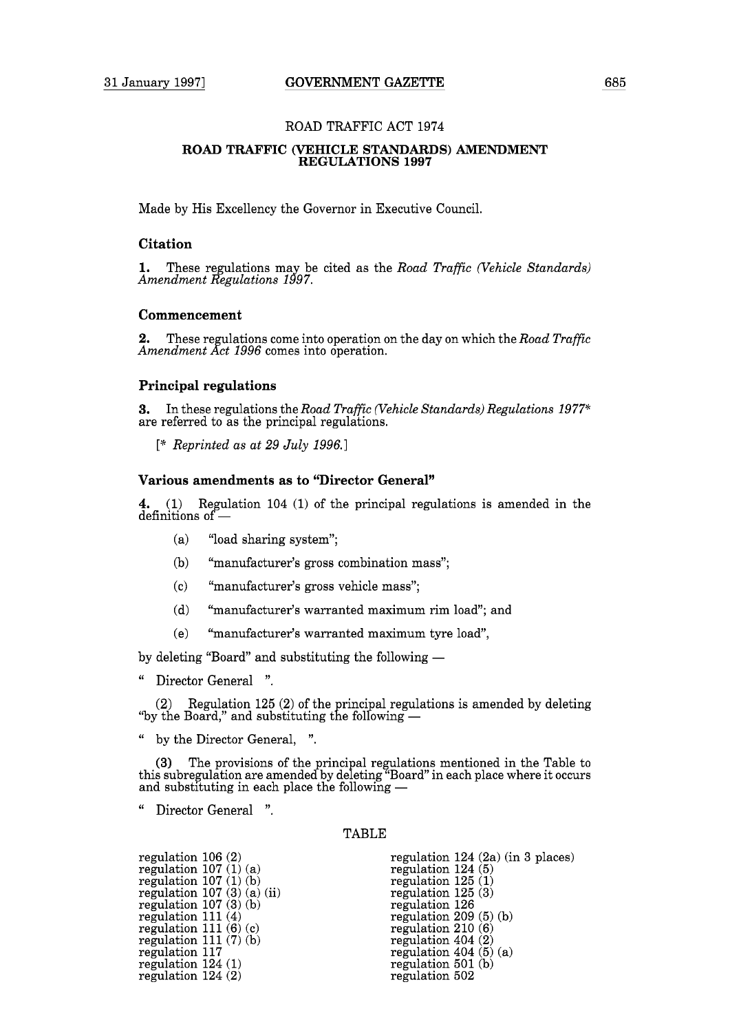ROAD TRAFFIC ACT 1974

## ROAD TRAFFIC (VEHICLE STANDARDS) AMENDMENT REGULATIONS 1997

Made by His Excellency the Governor in Executive Council.

### Citation

**1.** These regulations may be cited as the *Road Traffic (Vehicle Standards) Amendment Regulations 1997*.

### Commencement

**2.** These regulations come into operation on the day on which the *Road Traffic Amendment Act 1996* comes into operation.

### Principal regulations

**3.** In these regulations the *Road Traffic (Vehicle Standards) Regulations 1977*\* are referred to as the principal regulations.

[\* *Reprinted as at 29 July 1996.*]

### Various amendments as to "Director General"

**4.** (1) Regulation 104 (1) of the principal regulations is amended in the definitions of —

- (a) "load sharing system";
- (b) "manufacturer's gross combination mass";
- (c) "manufacturer's gross vehicle mass";
- (d) "manufacturer's warranted maximum rim load"; and
- (e) "manufacturer's warranted maximum tyre load",

by deleting "Board" and substituting the following —

" Director General ".

(2) Regulation 125 (2) of the principal regulations is amended by deleting "by the Board," and substituting the following —

" by the Director General, ".

(3) The provisions of the principal regulations mentioned in the Table to this subregulation are amended by deleting "Board" in each place where it occurs and substituting in each place the following —

" Director General ".

TABLE

| | |
|---|---|
| regulation 106 (2) | regulation 124 (2a) (in 3 places) |
| regulation 107 (1) (a) | regulation 124 (5) |
| regulation 107 (1) (b) | regulation 125 (1) |
| regulation 107 (3) (a) (ii) | regulation 125 (3) |
| regulation 107 (3) (b) | regulation 126 |
| regulation 111 (4) | regulation 209 (5) (b) |
| regulation 111 (6) (c) | regulation 210 (6) |
| regulation 111 (7) (b) | regulation 404 (2) |
| regulation 117 | regulation 404 (5) (a) |
| regulation 124 (1) | regulation 501 (b) |
| regulation 124 (2) | regulation 502 |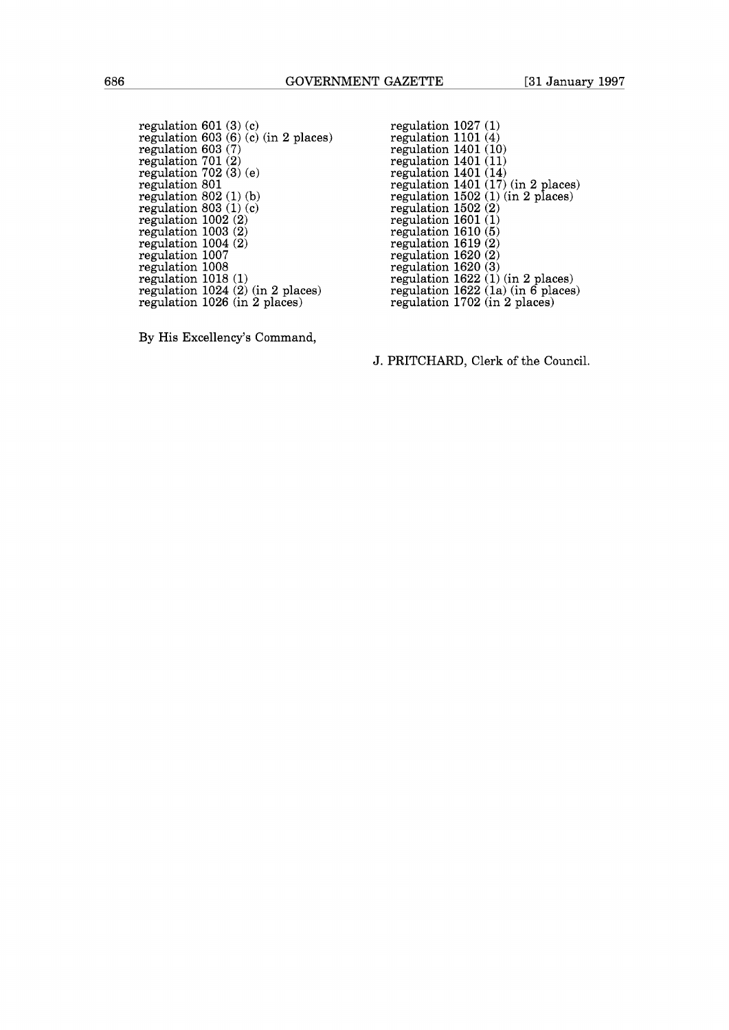regulation 601 (3) (c)
regulation 603 (6) (c) (in 2 places)
regulation 603 (7)
regulation 701 (2)
regulation 702 (3) (e)
regulation 801
regulation 802 (1) (b)
regulation 803 (1) (c)
regulation 1002 (2)
regulation 1003 (2)
regulation 1004 (2)
regulation 1007
regulation 1008
regulation 1018 (1)
regulation 1024 (2) (in 2 places)
regulation 1026 (in 2 places)
regulation 1027 (1)
regulation 1101 (4)
regulation 1401 (10)
regulation 1401 (11)
regulation 1401 (14)
regulation 1401 (17) (in 2 places)
regulation 1502 (1) (in 2 places)
regulation 1502 (2)
regulation 1601 (1)
regulation 1610 (5)
regulation 1619 (2)
regulation 1620 (2)
regulation 1620 (3)
regulation 1622 (1) (in 2 places)
regulation 1622 (1a) (in 6 places)
regulation 1702 (in 2 places)

By His Excellency's Command,

J. PRITCHARD, Clerk of the Council.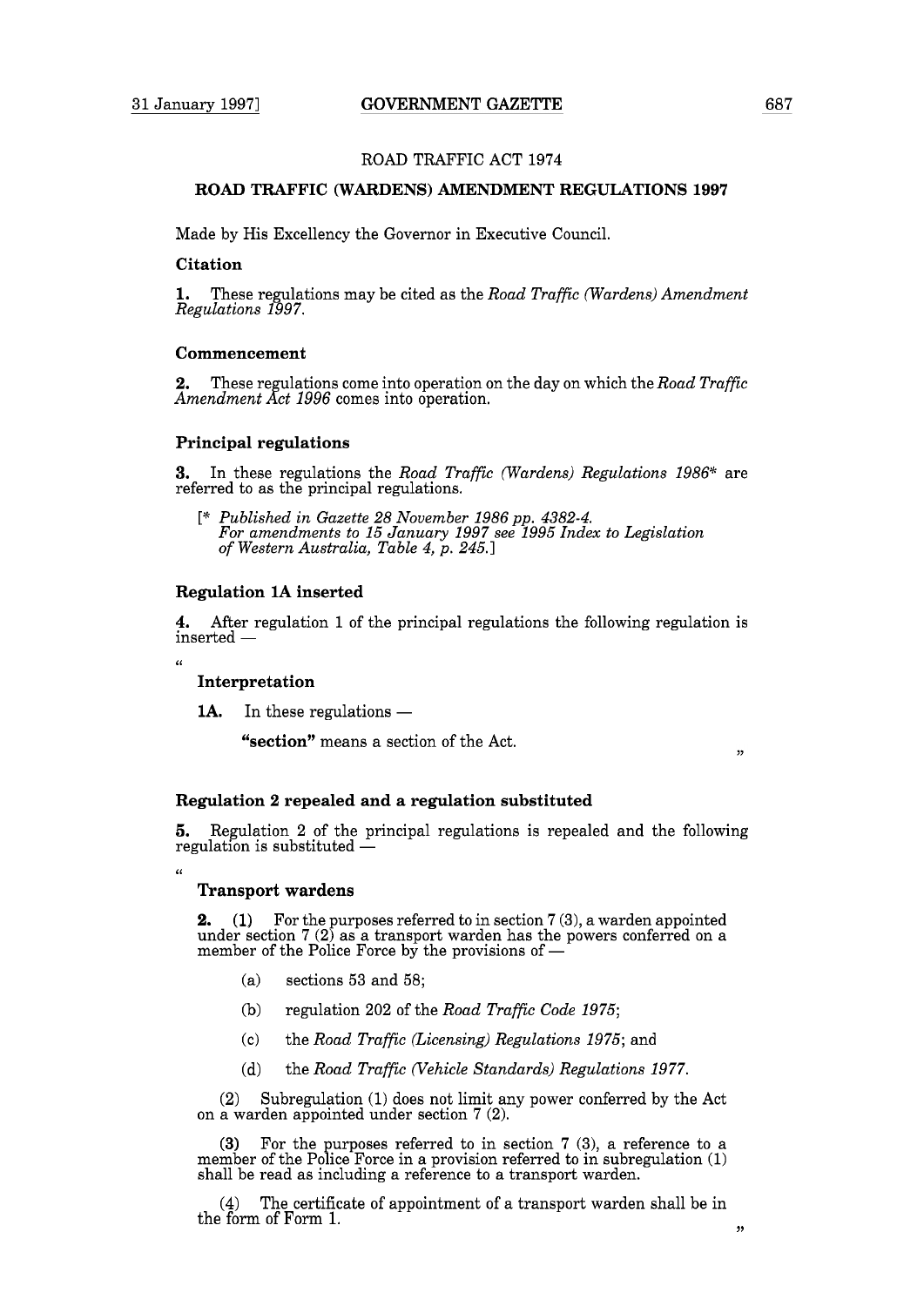ROAD TRAFFIC ACT 1974

## ROAD TRAFFIC (WARDENS) AMENDMENT REGULATIONS 1997

Made by His Excellency the Governor in Executive Council.

### Citation

**1.** These regulations may be cited as the *Road Traffic (Wardens) Amendment Regulations 1997*.

### Commencement

**2.** These regulations come into operation on the day on which the *Road Traffic Amendment Act 1996* comes into operation.

### Principal regulations

**3.** In these regulations the *Road Traffic (Wardens) Regulations 1986*\* are referred to as the principal regulations.

[\* *Published in Gazette 28 November 1986 pp. 4382-4. For amendments to 15 January 1997 see 1995 Index to Legislation of Western Australia, Table 4, p. 245.*]

### Regulation 1A inserted

**4.** After regulation 1 of the principal regulations the following regulation is inserted —

"

**Interpretation**

**1A.** In these regulations —

**"section"** means a section of the Act.

"

### Regulation 2 repealed and a regulation substituted

**5.** Regulation 2 of the principal regulations is repealed and the following regulation is substituted —

"

**Transport wardens**

**2.** (1) For the purposes referred to in section 7 (3), a warden appointed under section 7 (2) as a transport warden has the powers conferred on a member of the Police Force by the provisions of —

(a) sections 53 and 58;

(b) regulation 202 of the *Road Traffic Code 1975*;

(c) the *Road Traffic (Licensing) Regulations 1975*; and

(d) the *Road Traffic (Vehicle Standards) Regulations 1977*.

(2) Subregulation (1) does not limit any power conferred by the Act on a warden appointed under section 7 (2).

(3) For the purposes referred to in section 7 (3), a reference to a member of the Police Force in a provision referred to in subregulation (1) shall be read as including a reference to a transport warden.

(4) The certificate of appointment of a transport warden shall be in the form of Form 1.

"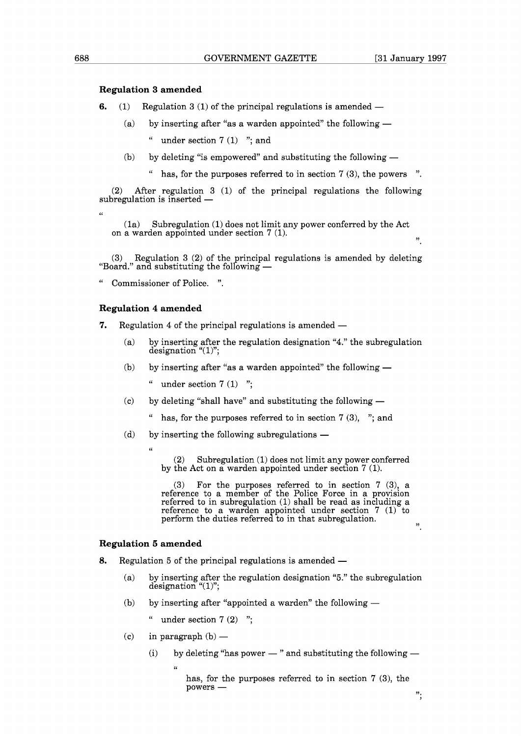### Regulation 3 amended

**6.** (1) Regulation 3 (1) of the principal regulations is amended —

(a) by inserting after "as a warden appointed" the following —

" under section 7 (1) "; and

(b) by deleting "is empowered" and substituting the following —

" has, for the purposes referred to in section 7 (3), the powers ".

(2) After regulation 3 (1) of the principal regulations the following subregulation is inserted —

"

(1a) Subregulation (1) does not limit any power conferred by the Act on a warden appointed under section 7 (1).

".

(3) Regulation 3 (2) of the principal regulations is amended by deleting "Board." and substituting the following —

" Commissioner of Police. ".

### Regulation 4 amended

**7.** Regulation 4 of the principal regulations is amended —

(a) by inserting after the regulation designation "4." the subregulation designation "(1)";

(b) by inserting after "as a warden appointed" the following —

" under section 7 (1) ";

(c) by deleting "shall have" and substituting the following —

" has, for the purposes referred to in section 7 (3), "; and

(d) by inserting the following subregulations —

"

(2) Subregulation (1) does not limit any power conferred by the Act on a warden appointed under section 7 (1).

(3) For the purposes referred to in section 7 (3), a reference to a member of the Police Force in a provision referred to in subregulation (1) shall be read as including a reference to a warden appointed under section 7 (1) to perform the duties referred to in that subregulation.

".

### Regulation 5 amended

**8.** Regulation 5 of the principal regulations is amended —

(a) by inserting after the regulation designation "5." the subregulation designation "(1)";

(b) by inserting after "appointed a warden" the following —

" under section 7 (2) ";

(c) in paragraph (b) —

(i) by deleting "has power — " and substituting the following —

"

has, for the purposes referred to in section 7 (3), the powers —

";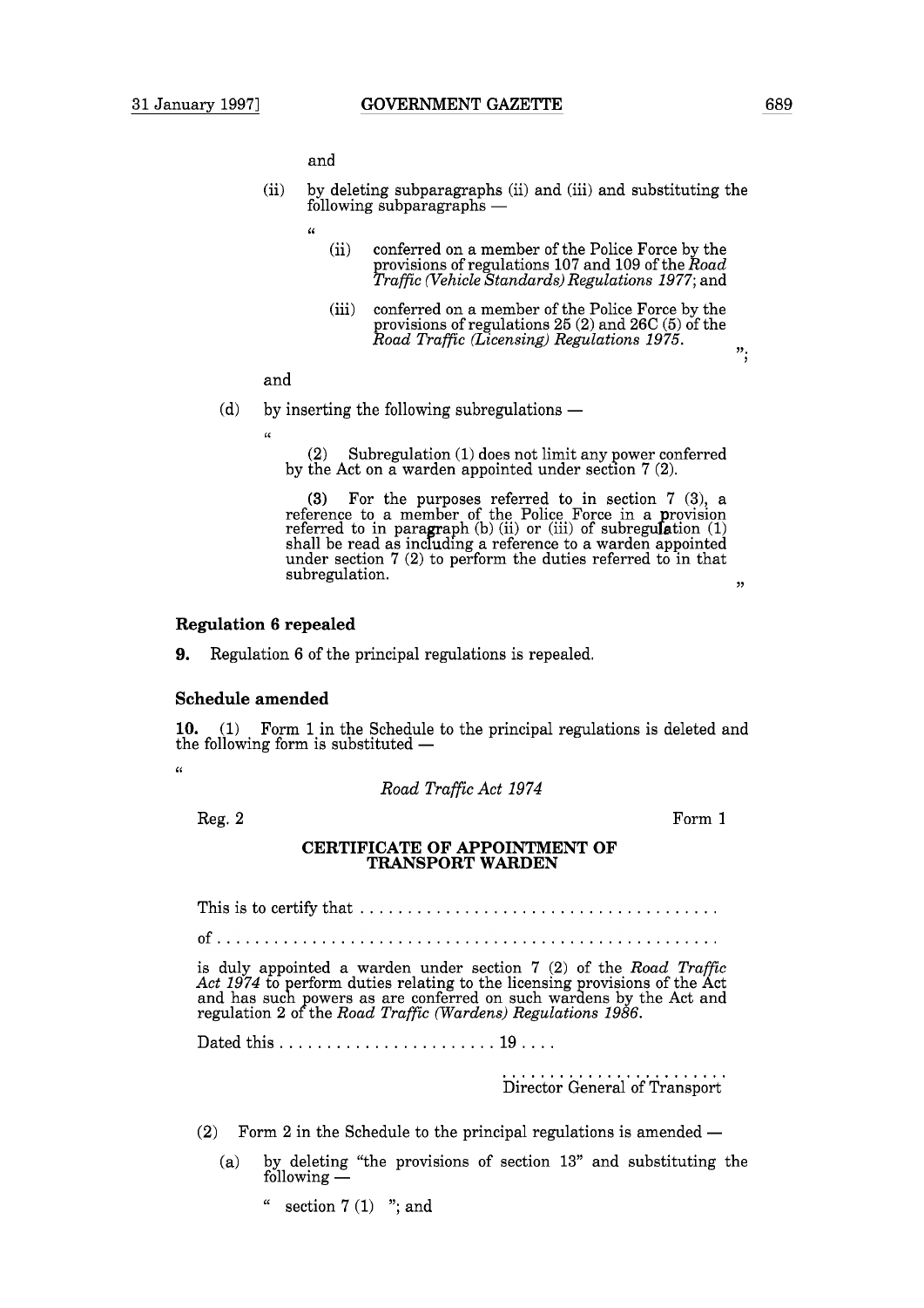and

(ii) by deleting subparagraphs (ii) and (iii) and substituting the following subparagraphs —

"

(ii) conferred on a member of the Police Force by the provisions of regulations 107 and 109 of the *Road Traffic (Vehicle Standards) Regulations 1977*; and

(iii) conferred on a member of the Police Force by the provisions of regulations 25 (2) and 26C (5) of the *Road Traffic (Licensing) Regulations 1975*.

";

and

(d) by inserting the following subregulations —

"

(2) Subregulation (1) does not limit any power conferred by the Act on a warden appointed under section 7 (2).

(3) For the purposes referred to in section 7 (3), a reference to a member of the Police Force in a provision referred to in paragraph (b) (ii) or (iii) of subregulation (1) shall be read as including a reference to a warden appointed under section 7 (2) to perform the duties referred to in that subregulation.

"

### Regulation 6 repealed

**9.** Regulation 6 of the principal regulations is repealed.

### Schedule amended

**10.** (1) Form 1 in the Schedule to the principal regulations is deleted and the following form is substituted —

"

*Road Traffic Act 1974*

Reg. 2 Form 1

**CERTIFICATE OF APPOINTMENT OF TRANSPORT WARDEN**

This is to certify that .......................................

of .....................................................

is duly appointed a warden under section 7 (2) of the *Road Traffic Act 1974* to perform duties relating to the licensing provisions of the Act and has such powers as are conferred on such wardens by the Act and regulation 2 of the *Road Traffic (Wardens) Regulations 1986*.

Dated this ....................... 19 ....

........................
Director General of Transport

(2) Form 2 in the Schedule to the principal regulations is amended —

(a) by deleting "the provisions of section 13" and substituting the following —

" section 7 (1) "; and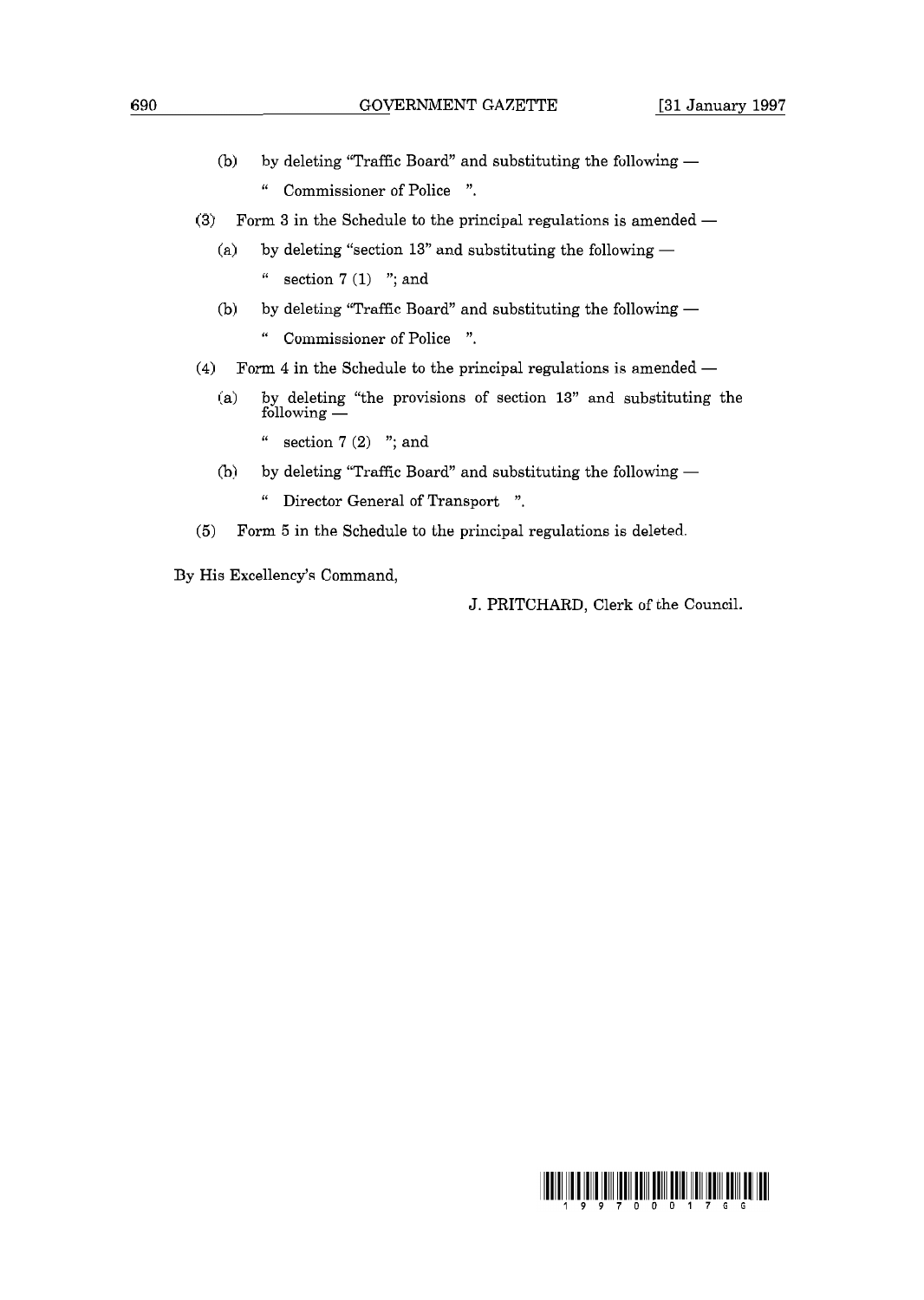(b) by deleting "Traffic Board" and substituting the following —

" Commissioner of Police ".

(3) Form 3 in the Schedule to the principal regulations is amended —

(a) by deleting "section 13" and substituting the following —

" section 7 (1) "; and

(b) by deleting "Traffic Board" and substituting the following —

" Commissioner of Police ".

(4) Form 4 in the Schedule to the principal regulations is amended —

(a) by deleting "the provisions of section 13" and substituting the following —

" section 7 (2) "; and

(b) by deleting "Traffic Board" and substituting the following —

" Director General of Transport ".

(5) Form 5 in the Schedule to the principal regulations is deleted.

By His Excellency's Command,

J. PRITCHARD, Clerk of the Council.